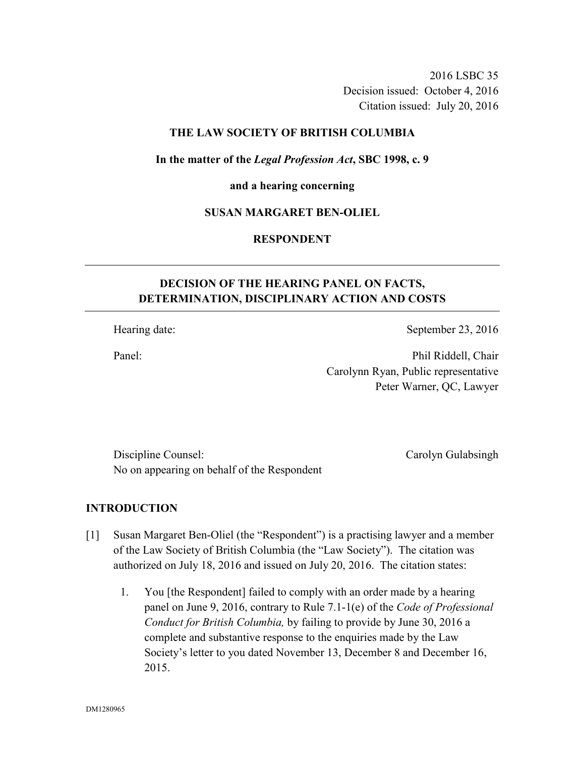2016 LSBC 35
Decision issued: October 4, 2016
Citation issued: July 20, 2016

**THE LAW SOCIETY OF BRITISH COLUMBIA**

**In the matter of the *Legal Profession Act*, SBC 1998, c. 9**

**and a hearing concerning**

**SUSAN MARGARET BEN-OLIEL**

**RESPONDENT**

---

## DECISION OF THE HEARING PANEL ON FACTS, DETERMINATION, DISCIPLINARY ACTION AND COSTS

---

Hearing date: September 23, 2016

Panel: Phil Riddell, Chair
Carolynn Ryan, Public representative
Peter Warner, QC, Lawyer

Discipline Counsel: Carolyn Gulabsingh
No on appearing on behalf of the Respondent

## INTRODUCTION

[1] Susan Margaret Ben-Oliel (the "Respondent") is a practising lawyer and a member of the Law Society of British Columbia (the "Law Society"). The citation was authorized on July 18, 2016 and issued on July 20, 2016. The citation states:

1. You [the Respondent] failed to comply with an order made by a hearing panel on June 9, 2016, contrary to Rule 7.1-1(e) of the *Code of Professional Conduct for British Columbia,* by failing to provide by June 30, 2016 a complete and substantive response to the enquiries made by the Law Society's letter to you dated November 13, December 8 and December 16, 2015.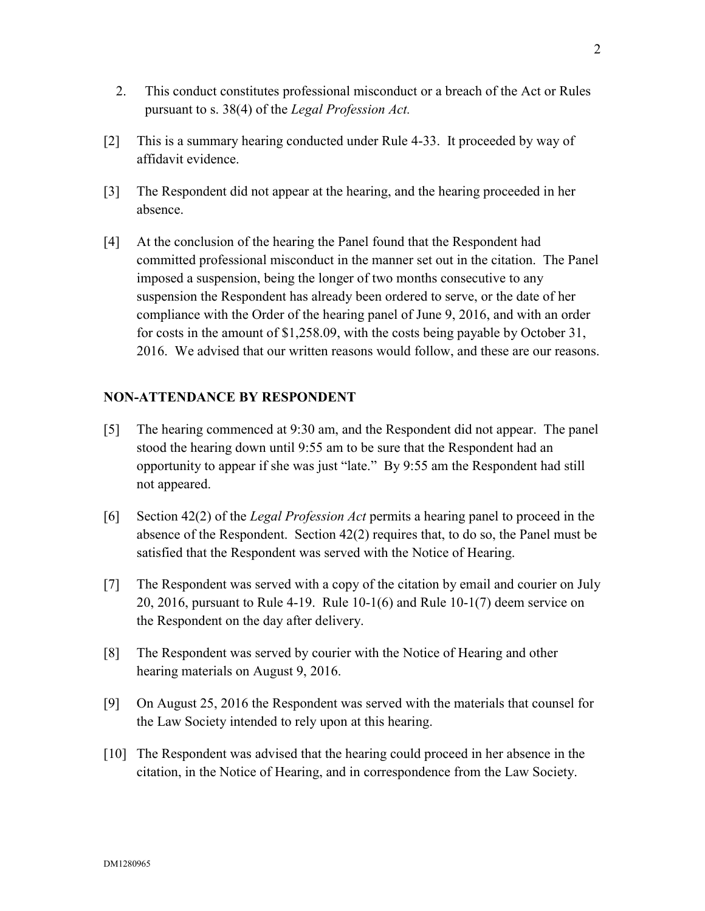2. This conduct constitutes professional misconduct or a breach of the Act or Rules pursuant to s. 38(4) of the *Legal Profession Act.*

[2] This is a summary hearing conducted under Rule 4-33. It proceeded by way of affidavit evidence.

[3] The Respondent did not appear at the hearing, and the hearing proceeded in her absence.

[4] At the conclusion of the hearing the Panel found that the Respondent had committed professional misconduct in the manner set out in the citation. The Panel imposed a suspension, being the longer of two months consecutive to any suspension the Respondent has already been ordered to serve, or the date of her compliance with the Order of the hearing panel of June 9, 2016, and with an order for costs in the amount of $1,258.09, with the costs being payable by October 31, 2016. We advised that our written reasons would follow, and these are our reasons.

## NON-ATTENDANCE BY RESPONDENT

[5] The hearing commenced at 9:30 am, and the Respondent did not appear. The panel stood the hearing down until 9:55 am to be sure that the Respondent had an opportunity to appear if she was just "late." By 9:55 am the Respondent had still not appeared.

[6] Section 42(2) of the *Legal Profession Act* permits a hearing panel to proceed in the absence of the Respondent. Section 42(2) requires that, to do so, the Panel must be satisfied that the Respondent was served with the Notice of Hearing.

[7] The Respondent was served with a copy of the citation by email and courier on July 20, 2016, pursuant to Rule 4-19. Rule 10-1(6) and Rule 10-1(7) deem service on the Respondent on the day after delivery.

[8] The Respondent was served by courier with the Notice of Hearing and other hearing materials on August 9, 2016.

[9] On August 25, 2016 the Respondent was served with the materials that counsel for the Law Society intended to rely upon at this hearing.

[10] The Respondent was advised that the hearing could proceed in her absence in the citation, in the Notice of Hearing, and in correspondence from the Law Society.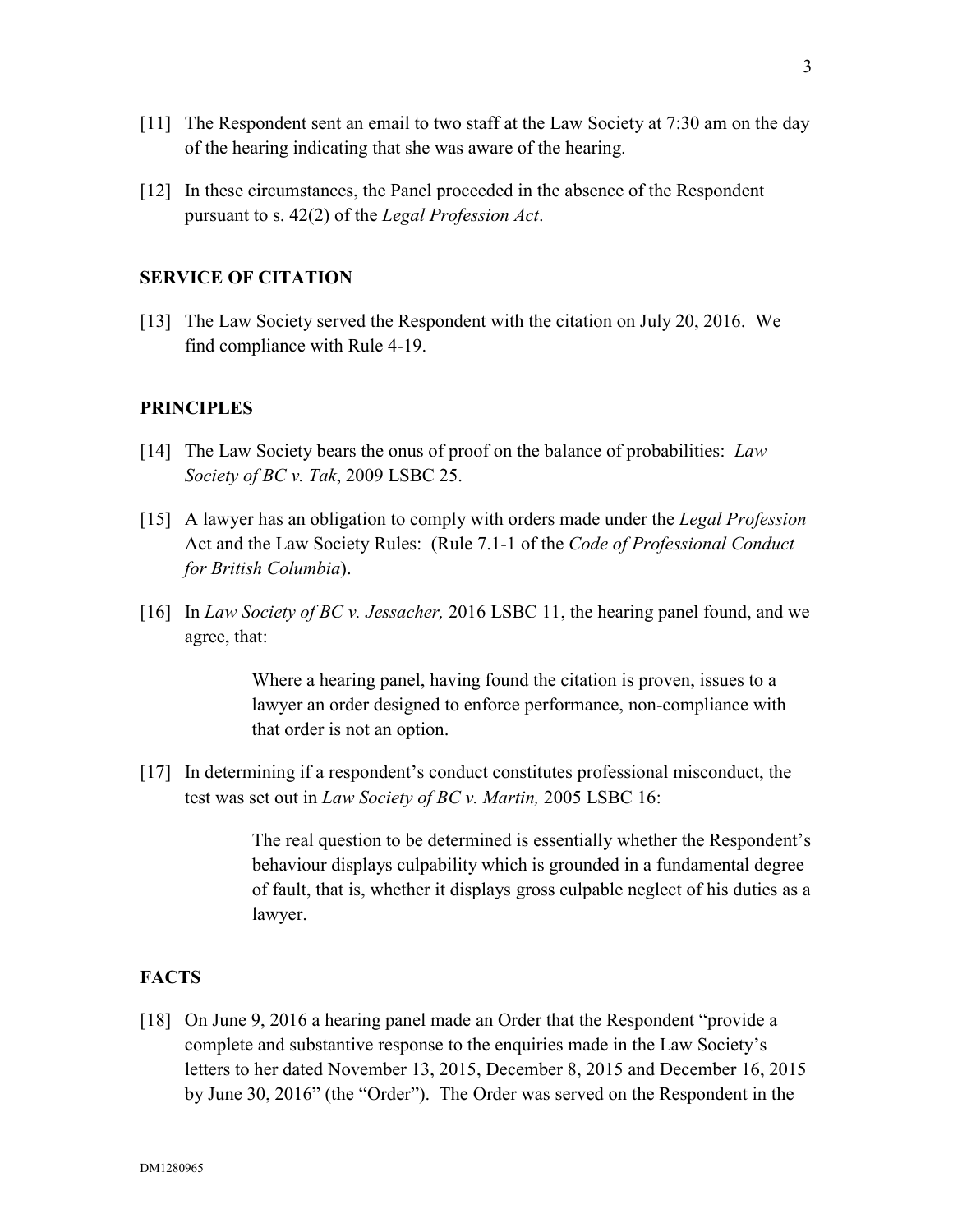[11] The Respondent sent an email to two staff at the Law Society at 7:30 am on the day of the hearing indicating that she was aware of the hearing.

[12] In these circumstances, the Panel proceeded in the absence of the Respondent pursuant to s. 42(2) of the *Legal Profession Act*.

## SERVICE OF CITATION

[13] The Law Society served the Respondent with the citation on July 20, 2016. We find compliance with Rule 4-19.

## PRINCIPLES

[14] The Law Society bears the onus of proof on the balance of probabilities: *Law Society of BC v. Tak*, 2009 LSBC 25.

[15] A lawyer has an obligation to comply with orders made under the *Legal Profession* Act and the Law Society Rules: (Rule 7.1-1 of the *Code of Professional Conduct for British Columbia*).

[16] In *Law Society of BC v. Jessacher,* 2016 LSBC 11, the hearing panel found, and we agree, that:

> Where a hearing panel, having found the citation is proven, issues to a lawyer an order designed to enforce performance, non-compliance with that order is not an option.

[17] In determining if a respondent's conduct constitutes professional misconduct, the test was set out in *Law Society of BC v. Martin,* 2005 LSBC 16:

> The real question to be determined is essentially whether the Respondent's behaviour displays culpability which is grounded in a fundamental degree of fault, that is, whether it displays gross culpable neglect of his duties as a lawyer.

## FACTS

[18] On June 9, 2016 a hearing panel made an Order that the Respondent "provide a complete and substantive response to the enquiries made in the Law Society's letters to her dated November 13, 2015, December 8, 2015 and December 16, 2015 by June 30, 2016" (the "Order"). The Order was served on the Respondent in the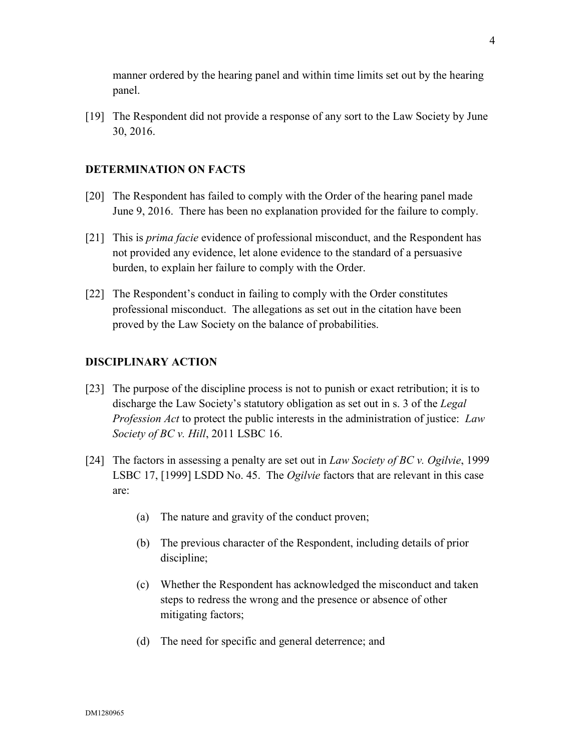manner ordered by the hearing panel and within time limits set out by the hearing panel.

[19] The Respondent did not provide a response of any sort to the Law Society by June 30, 2016.

## DETERMINATION ON FACTS

[20] The Respondent has failed to comply with the Order of the hearing panel made June 9, 2016. There has been no explanation provided for the failure to comply.

[21] This is *prima facie* evidence of professional misconduct, and the Respondent has not provided any evidence, let alone evidence to the standard of a persuasive burden, to explain her failure to comply with the Order.

[22] The Respondent's conduct in failing to comply with the Order constitutes professional misconduct. The allegations as set out in the citation have been proved by the Law Society on the balance of probabilities.

## DISCIPLINARY ACTION

[23] The purpose of the discipline process is not to punish or exact retribution; it is to discharge the Law Society's statutory obligation as set out in s. 3 of the *Legal Profession Act* to protect the public interests in the administration of justice: *Law Society of BC v. Hill*, 2011 LSBC 16.

[24] The factors in assessing a penalty are set out in *Law Society of BC v. Ogilvie*, 1999 LSBC 17, [1999] LSDD No. 45. The *Ogilvie* factors that are relevant in this case are:

(a) The nature and gravity of the conduct proven;

(b) The previous character of the Respondent, including details of prior discipline;

(c) Whether the Respondent has acknowledged the misconduct and taken steps to redress the wrong and the presence or absence of other mitigating factors;

(d) The need for specific and general deterrence; and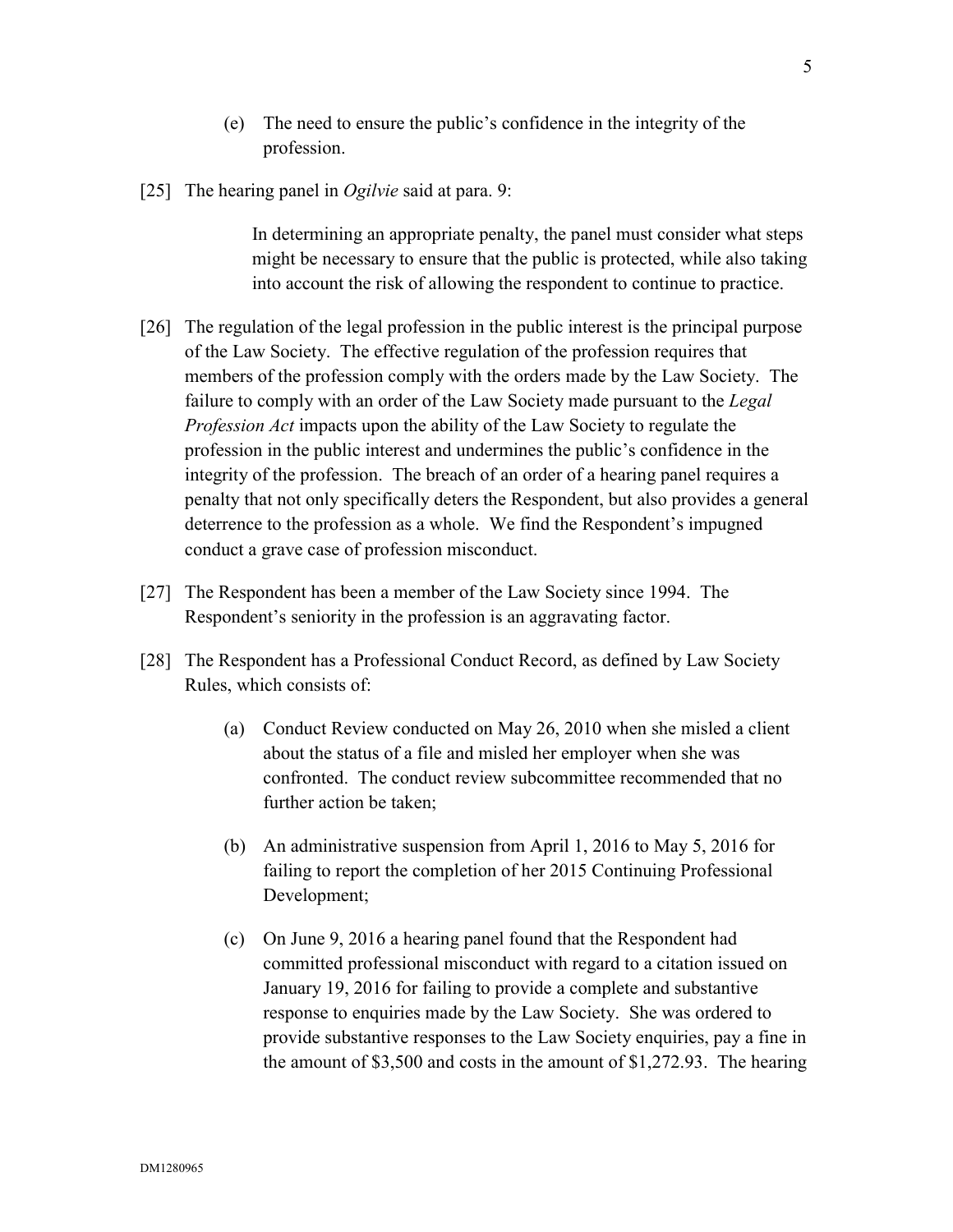(e) The need to ensure the public's confidence in the integrity of the profession.

[25] The hearing panel in *Ogilvie* said at para. 9:

> In determining an appropriate penalty, the panel must consider what steps might be necessary to ensure that the public is protected, while also taking into account the risk of allowing the respondent to continue to practice.

[26] The regulation of the legal profession in the public interest is the principal purpose of the Law Society. The effective regulation of the profession requires that members of the profession comply with the orders made by the Law Society. The failure to comply with an order of the Law Society made pursuant to the *Legal Profession Act* impacts upon the ability of the Law Society to regulate the profession in the public interest and undermines the public's confidence in the integrity of the profession. The breach of an order of a hearing panel requires a penalty that not only specifically deters the Respondent, but also provides a general deterrence to the profession as a whole. We find the Respondent's impugned conduct a grave case of profession misconduct.

[27] The Respondent has been a member of the Law Society since 1994. The Respondent's seniority in the profession is an aggravating factor.

[28] The Respondent has a Professional Conduct Record, as defined by Law Society Rules, which consists of:

(a) Conduct Review conducted on May 26, 2010 when she misled a client about the status of a file and misled her employer when she was confronted. The conduct review subcommittee recommended that no further action be taken;

(b) An administrative suspension from April 1, 2016 to May 5, 2016 for failing to report the completion of her 2015 Continuing Professional Development;

(c) On June 9, 2016 a hearing panel found that the Respondent had committed professional misconduct with regard to a citation issued on January 19, 2016 for failing to provide a complete and substantive response to enquiries made by the Law Society. She was ordered to provide substantive responses to the Law Society enquiries, pay a fine in the amount of $3,500 and costs in the amount of $1,272.93. The hearing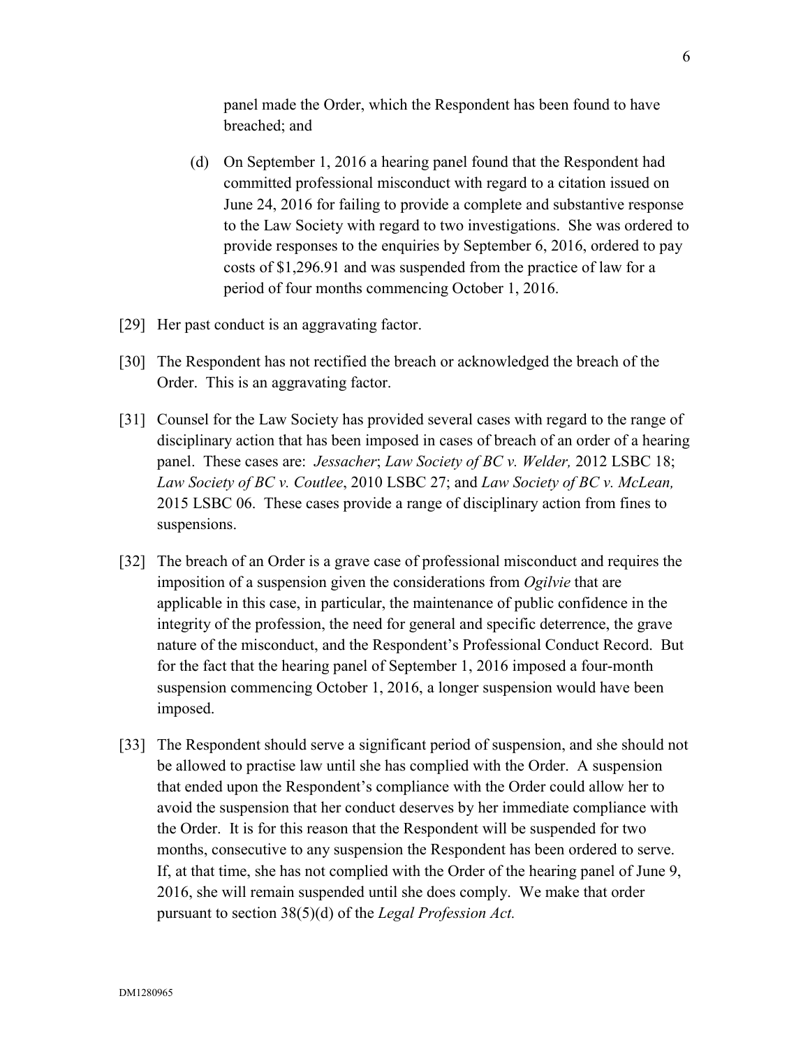panel made the Order, which the Respondent has been found to have breached; and

(d) On September 1, 2016 a hearing panel found that the Respondent had committed professional misconduct with regard to a citation issued on June 24, 2016 for failing to provide a complete and substantive response to the Law Society with regard to two investigations. She was ordered to provide responses to the enquiries by September 6, 2016, ordered to pay costs of $1,296.91 and was suspended from the practice of law for a period of four months commencing October 1, 2016.

[29] Her past conduct is an aggravating factor.

[30] The Respondent has not rectified the breach or acknowledged the breach of the Order. This is an aggravating factor.

[31] Counsel for the Law Society has provided several cases with regard to the range of disciplinary action that has been imposed in cases of breach of an order of a hearing panel. These cases are: *Jessacher*; *Law Society of BC v. Welder,* 2012 LSBC 18; *Law Society of BC v. Coutlee*, 2010 LSBC 27; and *Law Society of BC v. McLean,* 2015 LSBC 06. These cases provide a range of disciplinary action from fines to suspensions.

[32] The breach of an Order is a grave case of professional misconduct and requires the imposition of a suspension given the considerations from *Ogilvie* that are applicable in this case, in particular, the maintenance of public confidence in the integrity of the profession, the need for general and specific deterrence, the grave nature of the misconduct, and the Respondent's Professional Conduct Record. But for the fact that the hearing panel of September 1, 2016 imposed a four-month suspension commencing October 1, 2016, a longer suspension would have been imposed.

[33] The Respondent should serve a significant period of suspension, and she should not be allowed to practise law until she has complied with the Order. A suspension that ended upon the Respondent's compliance with the Order could allow her to avoid the suspension that her conduct deserves by her immediate compliance with the Order. It is for this reason that the Respondent will be suspended for two months, consecutive to any suspension the Respondent has been ordered to serve. If, at that time, she has not complied with the Order of the hearing panel of June 9, 2016, she will remain suspended until she does comply. We make that order pursuant to section 38(5)(d) of the *Legal Profession Act.*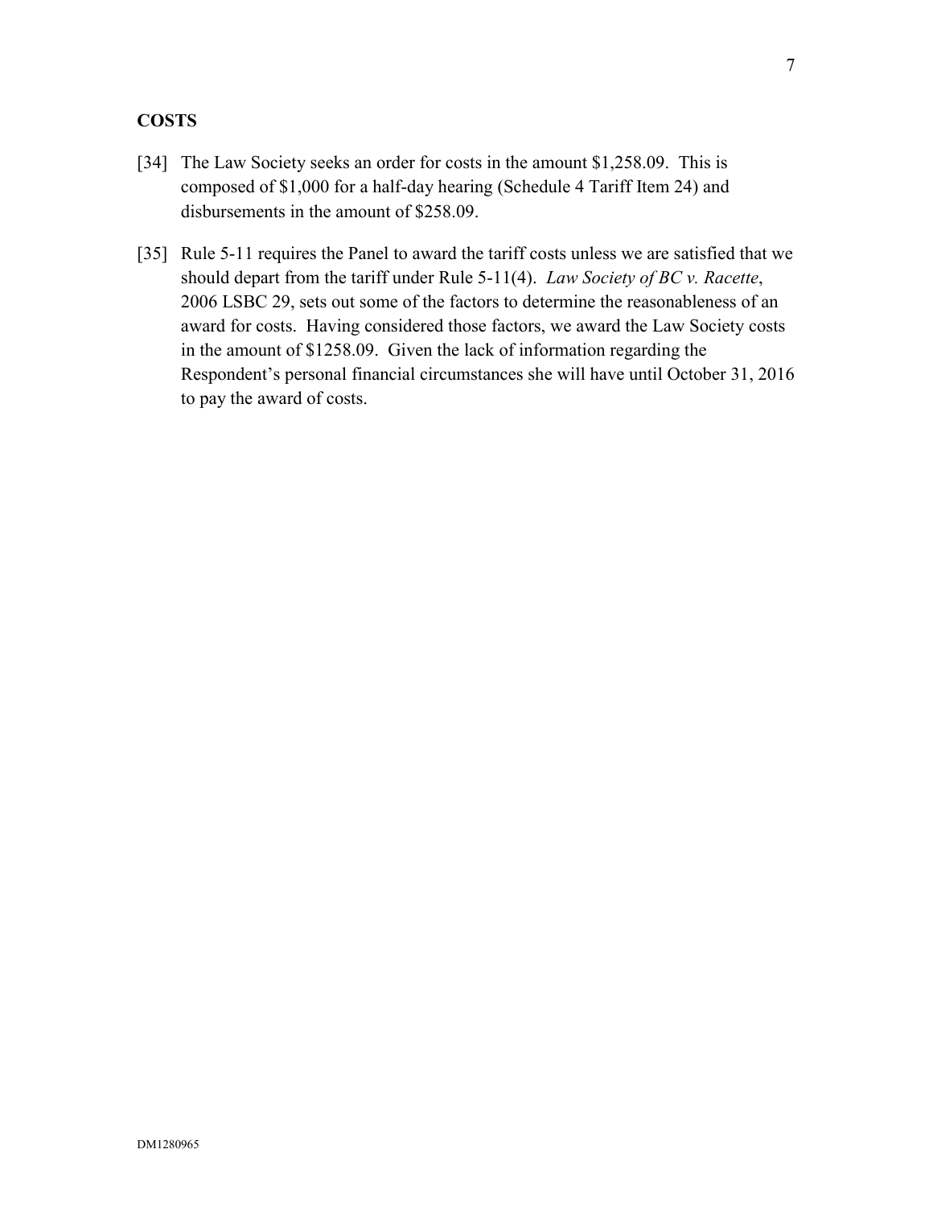## COSTS

[34] The Law Society seeks an order for costs in the amount $1,258.09. This is composed of $1,000 for a half-day hearing (Schedule 4 Tariff Item 24) and disbursements in the amount of $258.09.

[35] Rule 5-11 requires the Panel to award the tariff costs unless we are satisfied that we should depart from the tariff under Rule 5-11(4). *Law Society of BC v. Racette*, 2006 LSBC 29, sets out some of the factors to determine the reasonableness of an award for costs. Having considered those factors, we award the Law Society costs in the amount of $1258.09. Given the lack of information regarding the Respondent's personal financial circumstances she will have until October 31, 2016 to pay the award of costs.

DM1280965